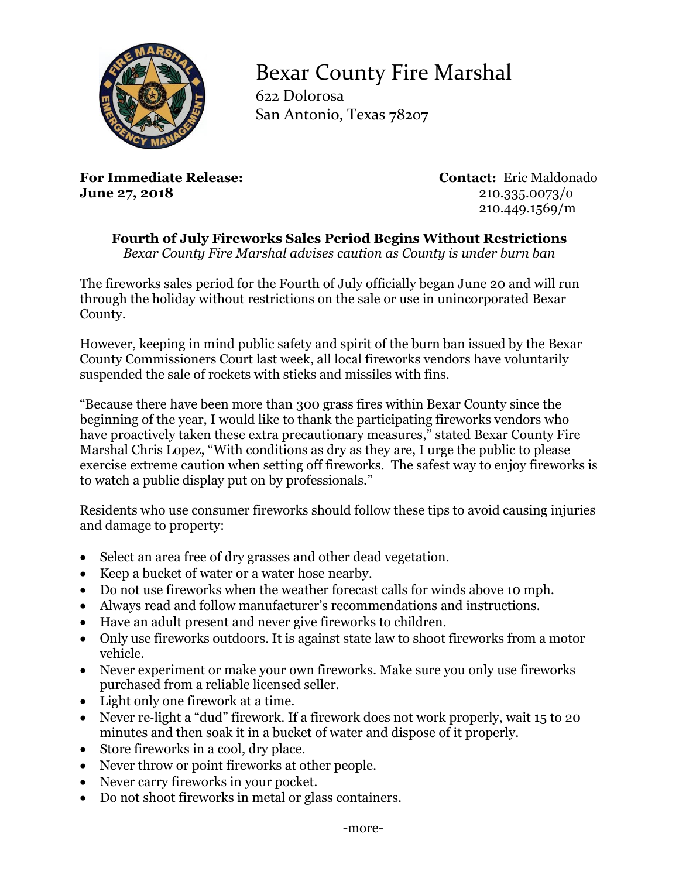# Bexar County Fire Marshal

622 Dolorosa
San Antonio, Texas 78207

**For Immediate Release:**
**June 27, 2018**

**Contact:** Eric Maldonado
210.335.0073/o
210.449.1569/m

## Fourth of July Fireworks Sales Period Begins Without Restrictions

*Bexar County Fire Marshal advises caution as County is under burn ban*

The fireworks sales period for the Fourth of July officially began June 20 and will run through the holiday without restrictions on the sale or use in unincorporated Bexar County.

However, keeping in mind public safety and spirit of the burn ban issued by the Bexar County Commissioners Court last week, all local fireworks vendors have voluntarily suspended the sale of rockets with sticks and missiles with fins.

"Because there have been more than 300 grass fires within Bexar County since the beginning of the year, I would like to thank the participating fireworks vendors who have proactively taken these extra precautionary measures," stated Bexar County Fire Marshal Chris Lopez, "With conditions as dry as they are, I urge the public to please exercise extreme caution when setting off fireworks. The safest way to enjoy fireworks is to watch a public display put on by professionals."

Residents who use consumer fireworks should follow these tips to avoid causing injuries and damage to property:

- Select an area free of dry grasses and other dead vegetation.
- Keep a bucket of water or a water hose nearby.
- Do not use fireworks when the weather forecast calls for winds above 10 mph.
- Always read and follow manufacturer's recommendations and instructions.
- Have an adult present and never give fireworks to children.
- Only use fireworks outdoors. It is against state law to shoot fireworks from a motor vehicle.
- Never experiment or make your own fireworks. Make sure you only use fireworks purchased from a reliable licensed seller.
- Light only one firework at a time.
- Never re-light a "dud" firework. If a firework does not work properly, wait 15 to 20 minutes and then soak it in a bucket of water and dispose of it properly.
- Store fireworks in a cool, dry place.
- Never throw or point fireworks at other people.
- Never carry fireworks in your pocket.
- Do not shoot fireworks in metal or glass containers.

-more-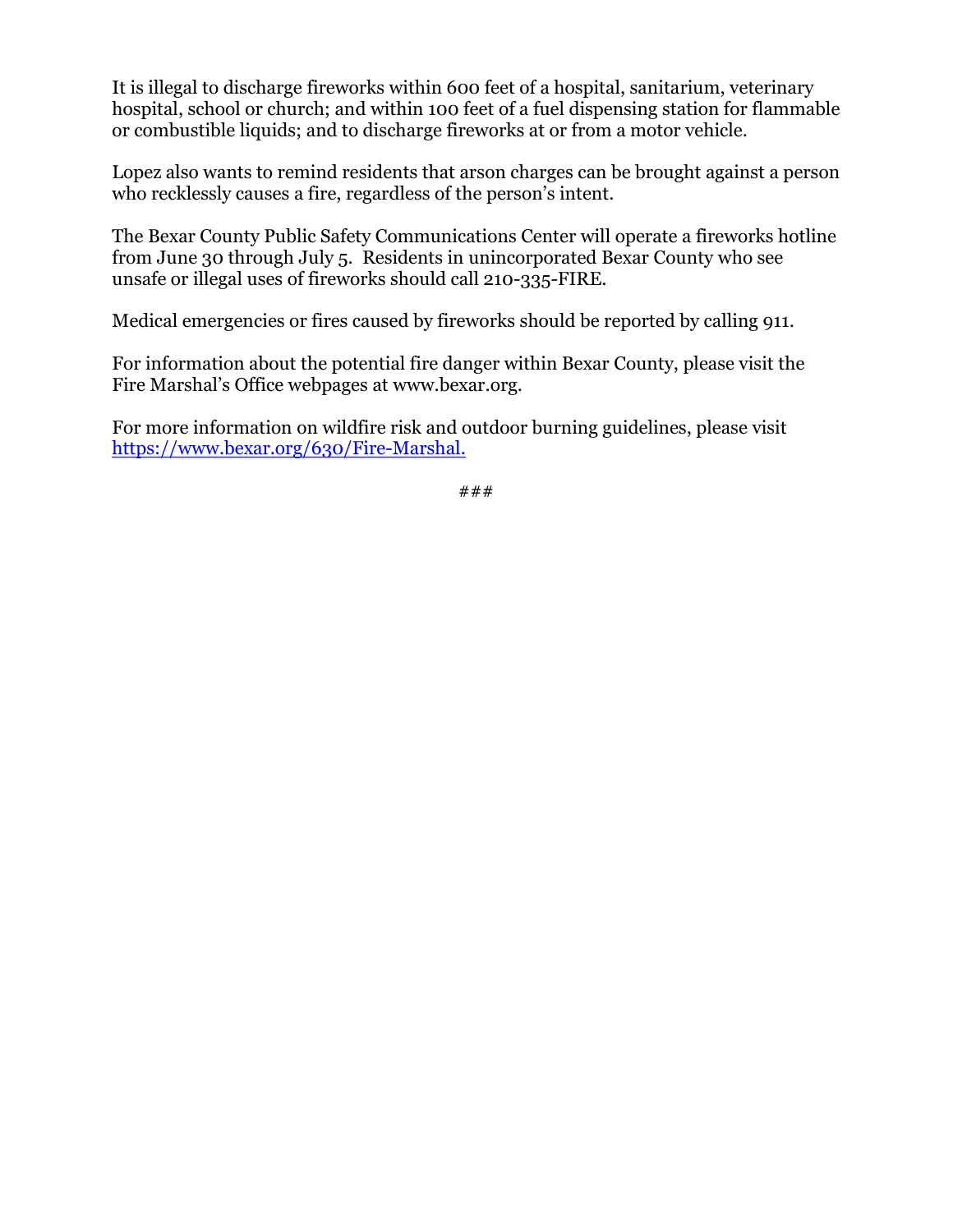It is illegal to discharge fireworks within 600 feet of a hospital, sanitarium, veterinary hospital, school or church; and within 100 feet of a fuel dispensing station for flammable or combustible liquids; and to discharge fireworks at or from a motor vehicle.

Lopez also wants to remind residents that arson charges can be brought against a person who recklessly causes a fire, regardless of the person's intent.

The Bexar County Public Safety Communications Center will operate a fireworks hotline from June 30 through July 5. Residents in unincorporated Bexar County who see unsafe or illegal uses of fireworks should call 210-335-FIRE.

Medical emergencies or fires caused by fireworks should be reported by calling 911.

For information about the potential fire danger within Bexar County, please visit the Fire Marshal's Office webpages at www.bexar.org.

For more information on wildfire risk and outdoor burning guidelines, please visit [https://www.bexar.org/630/Fire-Marshal.](https://www.bexar.org/630/Fire-Marshal)

###